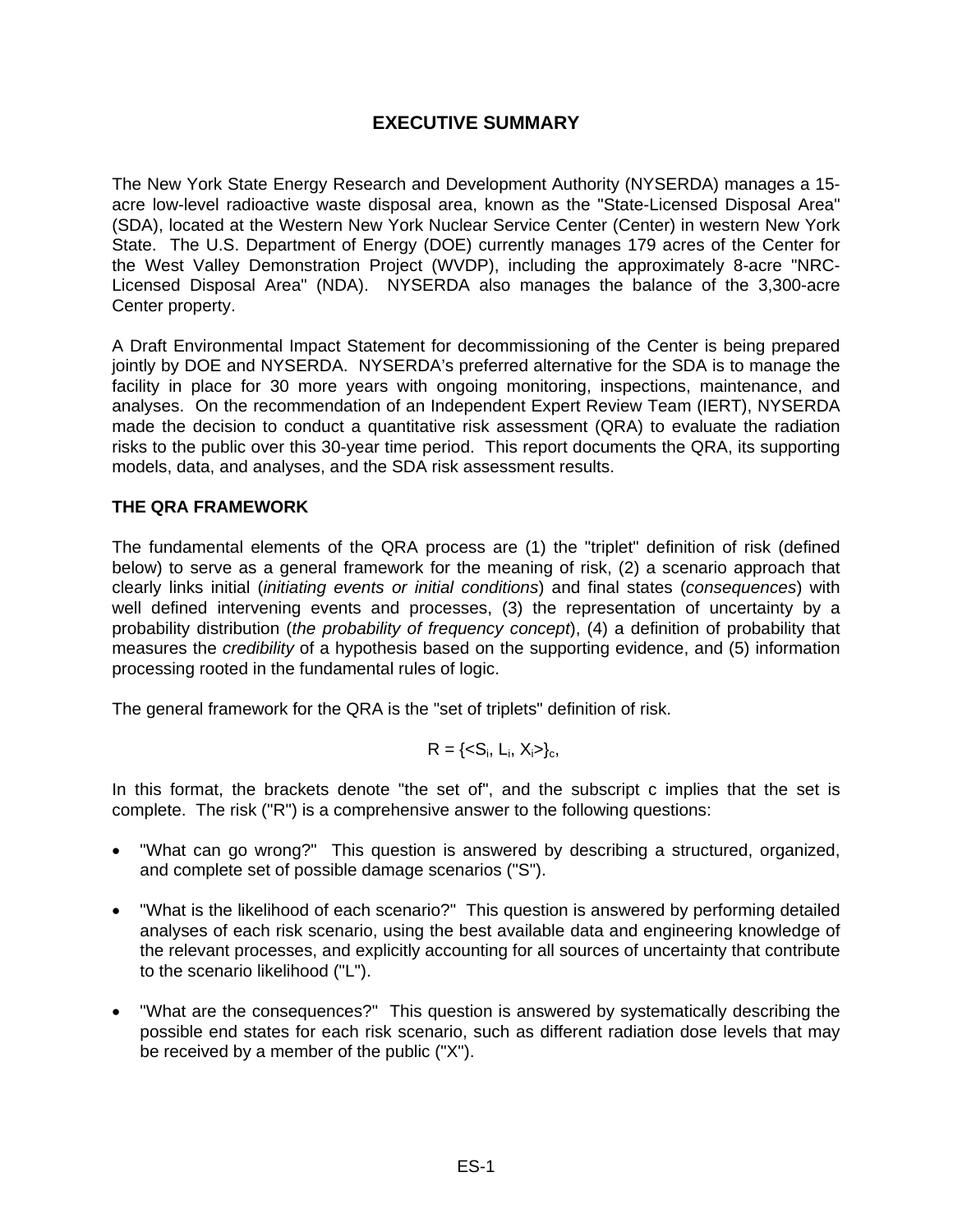# EXECUTIVE SUMMARY

The New York State Energy Research and Development Authority (NYSERDA) manages a 15-acre low-level radioactive waste disposal area, known as the "State-Licensed Disposal Area" (SDA), located at the Western New York Nuclear Service Center (Center) in western New York State. The U.S. Department of Energy (DOE) currently manages 179 acres of the Center for the West Valley Demonstration Project (WVDP), including the approximately 8-acre "NRC-Licensed Disposal Area" (NDA). NYSERDA also manages the balance of the 3,300-acre Center property.

A Draft Environmental Impact Statement for decommissioning of the Center is being prepared jointly by DOE and NYSERDA. NYSERDA's preferred alternative for the SDA is to manage the facility in place for 30 more years with ongoing monitoring, inspections, maintenance, and analyses. On the recommendation of an Independent Expert Review Team (IERT), NYSERDA made the decision to conduct a quantitative risk assessment (QRA) to evaluate the radiation risks to the public over this 30-year time period. This report documents the QRA, its supporting models, data, and analyses, and the SDA risk assessment results.

## THE QRA FRAMEWORK

The fundamental elements of the QRA process are (1) the "triplet" definition of risk (defined below) to serve as a general framework for the meaning of risk, (2) a scenario approach that clearly links initial (*initiating events or initial conditions*) and final states (*consequences*) with well defined intervening events and processes, (3) the representation of uncertainty by a probability distribution (*the probability of frequency concept*), (4) a definition of probability that measures the *credibility* of a hypothesis based on the supporting evidence, and (5) information processing rooted in the fundamental rules of logic.

The general framework for the QRA is the "set of triplets" definition of risk.

$$R = \{<S_i, L_i, X_i>\}_c,$$

In this format, the brackets denote "the set of", and the subscript c implies that the set is complete. The risk ("R") is a comprehensive answer to the following questions:

- "What can go wrong?" This question is answered by describing a structured, organized, and complete set of possible damage scenarios ("S").
- "What is the likelihood of each scenario?" This question is answered by performing detailed analyses of each risk scenario, using the best available data and engineering knowledge of the relevant processes, and explicitly accounting for all sources of uncertainty that contribute to the scenario likelihood ("L").
- "What are the consequences?" This question is answered by systematically describing the possible end states for each risk scenario, such as different radiation dose levels that may be received by a member of the public ("X").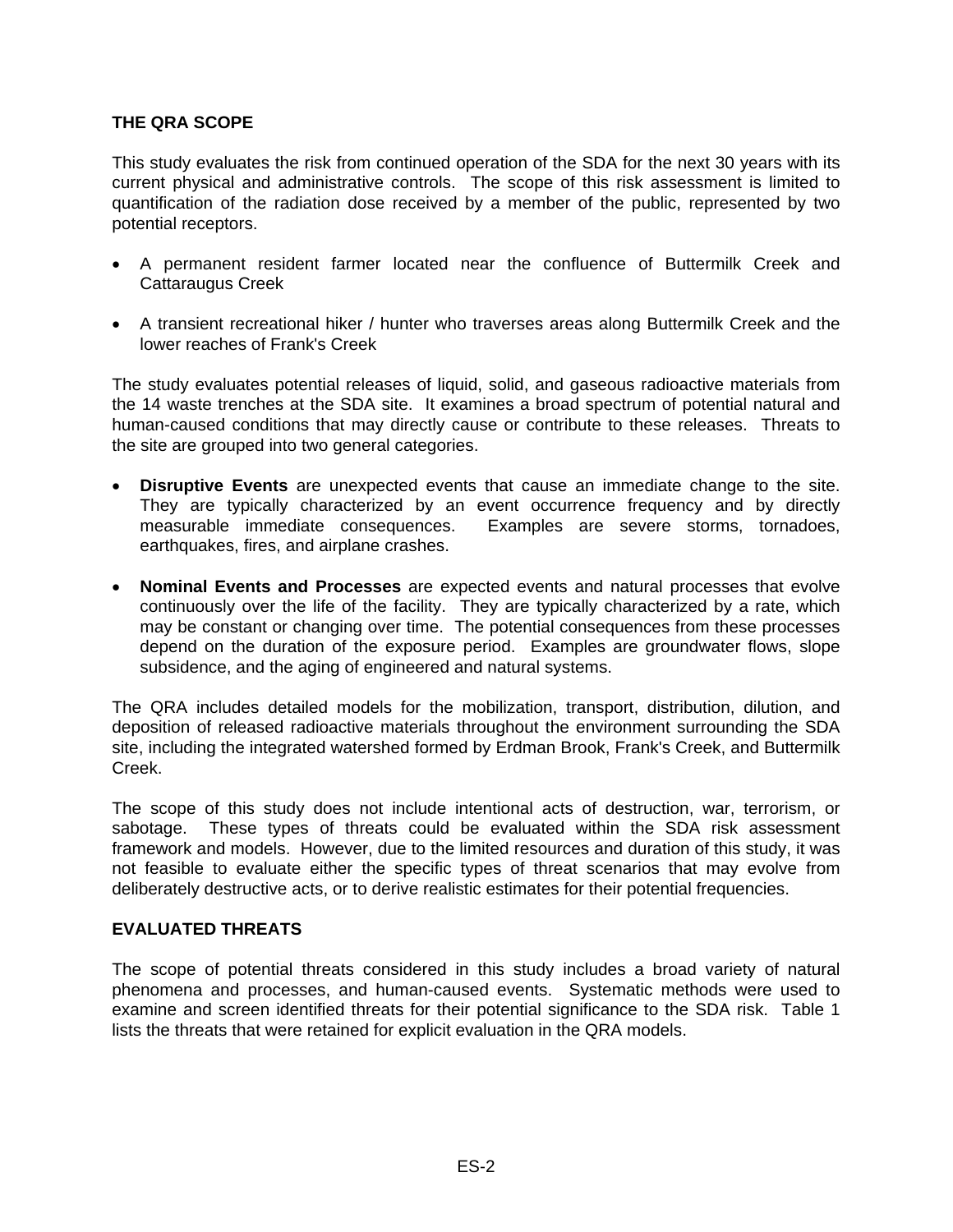## THE QRA SCOPE

This study evaluates the risk from continued operation of the SDA for the next 30 years with its current physical and administrative controls. The scope of this risk assessment is limited to quantification of the radiation dose received by a member of the public, represented by two potential receptors.

- A permanent resident farmer located near the confluence of Buttermilk Creek and Cattaraugus Creek
- A transient recreational hiker / hunter who traverses areas along Buttermilk Creek and the lower reaches of Frank's Creek

The study evaluates potential releases of liquid, solid, and gaseous radioactive materials from the 14 waste trenches at the SDA site. It examines a broad spectrum of potential natural and human-caused conditions that may directly cause or contribute to these releases. Threats to the site are grouped into two general categories.

- **Disruptive Events** are unexpected events that cause an immediate change to the site. They are typically characterized by an event occurrence frequency and by directly measurable immediate consequences. Examples are severe storms, tornadoes, earthquakes, fires, and airplane crashes.
- **Nominal Events and Processes** are expected events and natural processes that evolve continuously over the life of the facility. They are typically characterized by a rate, which may be constant or changing over time. The potential consequences from these processes depend on the duration of the exposure period. Examples are groundwater flows, slope subsidence, and the aging of engineered and natural systems.

The QRA includes detailed models for the mobilization, transport, distribution, dilution, and deposition of released radioactive materials throughout the environment surrounding the SDA site, including the integrated watershed formed by Erdman Brook, Frank's Creek, and Buttermilk Creek.

The scope of this study does not include intentional acts of destruction, war, terrorism, or sabotage. These types of threats could be evaluated within the SDA risk assessment framework and models. However, due to the limited resources and duration of this study, it was not feasible to evaluate either the specific types of threat scenarios that may evolve from deliberately destructive acts, or to derive realistic estimates for their potential frequencies.

## EVALUATED THREATS

The scope of potential threats considered in this study includes a broad variety of natural phenomena and processes, and human-caused events. Systematic methods were used to examine and screen identified threats for their potential significance to the SDA risk. Table 1 lists the threats that were retained for explicit evaluation in the QRA models.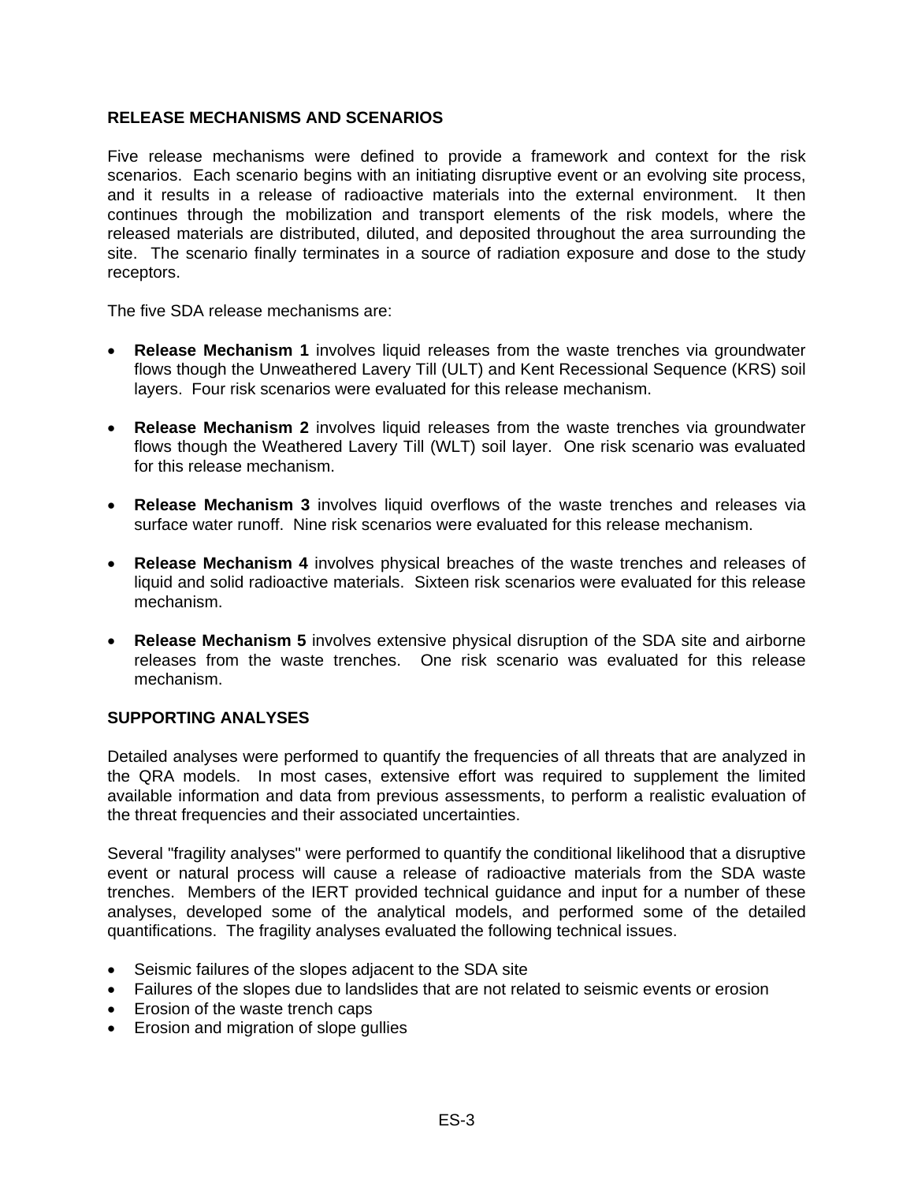## RELEASE MECHANISMS AND SCENARIOS

Five release mechanisms were defined to provide a framework and context for the risk scenarios. Each scenario begins with an initiating disruptive event or an evolving site process, and it results in a release of radioactive materials into the external environment. It then continues through the mobilization and transport elements of the risk models, where the released materials are distributed, diluted, and deposited throughout the area surrounding the site. The scenario finally terminates in a source of radiation exposure and dose to the study receptors.

The five SDA release mechanisms are:

- **Release Mechanism 1** involves liquid releases from the waste trenches via groundwater flows though the Unweathered Lavery Till (ULT) and Kent Recessional Sequence (KRS) soil layers. Four risk scenarios were evaluated for this release mechanism.
- **Release Mechanism 2** involves liquid releases from the waste trenches via groundwater flows though the Weathered Lavery Till (WLT) soil layer. One risk scenario was evaluated for this release mechanism.
- **Release Mechanism 3** involves liquid overflows of the waste trenches and releases via surface water runoff. Nine risk scenarios were evaluated for this release mechanism.
- **Release Mechanism 4** involves physical breaches of the waste trenches and releases of liquid and solid radioactive materials. Sixteen risk scenarios were evaluated for this release mechanism.
- **Release Mechanism 5** involves extensive physical disruption of the SDA site and airborne releases from the waste trenches. One risk scenario was evaluated for this release mechanism.

## SUPPORTING ANALYSES

Detailed analyses were performed to quantify the frequencies of all threats that are analyzed in the QRA models. In most cases, extensive effort was required to supplement the limited available information and data from previous assessments, to perform a realistic evaluation of the threat frequencies and their associated uncertainties.

Several "fragility analyses" were performed to quantify the conditional likelihood that a disruptive event or natural process will cause a release of radioactive materials from the SDA waste trenches. Members of the IERT provided technical guidance and input for a number of these analyses, developed some of the analytical models, and performed some of the detailed quantifications. The fragility analyses evaluated the following technical issues.

- Seismic failures of the slopes adjacent to the SDA site
- Failures of the slopes due to landslides that are not related to seismic events or erosion
- Erosion of the waste trench caps
- Erosion and migration of slope gullies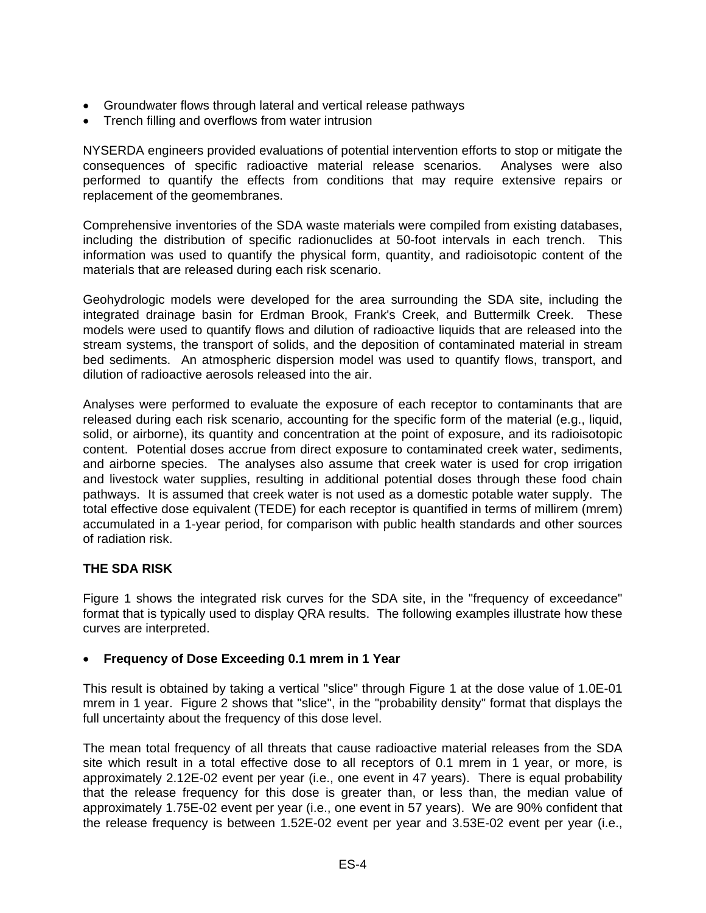- Groundwater flows through lateral and vertical release pathways
- Trench filling and overflows from water intrusion

NYSERDA engineers provided evaluations of potential intervention efforts to stop or mitigate the consequences of specific radioactive material release scenarios. Analyses were also performed to quantify the effects from conditions that may require extensive repairs or replacement of the geomembranes.

Comprehensive inventories of the SDA waste materials were compiled from existing databases, including the distribution of specific radionuclides at 50-foot intervals in each trench. This information was used to quantify the physical form, quantity, and radioisotopic content of the materials that are released during each risk scenario.

Geohydrologic models were developed for the area surrounding the SDA site, including the integrated drainage basin for Erdman Brook, Frank's Creek, and Buttermilk Creek. These models were used to quantify flows and dilution of radioactive liquids that are released into the stream systems, the transport of solids, and the deposition of contaminated material in stream bed sediments. An atmospheric dispersion model was used to quantify flows, transport, and dilution of radioactive aerosols released into the air.

Analyses were performed to evaluate the exposure of each receptor to contaminants that are released during each risk scenario, accounting for the specific form of the material (e.g., liquid, solid, or airborne), its quantity and concentration at the point of exposure, and its radioisotopic content. Potential doses accrue from direct exposure to contaminated creek water, sediments, and airborne species. The analyses also assume that creek water is used for crop irrigation and livestock water supplies, resulting in additional potential doses through these food chain pathways. It is assumed that creek water is not used as a domestic potable water supply. The total effective dose equivalent (TEDE) for each receptor is quantified in terms of millirem (mrem) accumulated in a 1-year period, for comparison with public health standards and other sources of radiation risk.

## THE SDA RISK

Figure 1 shows the integrated risk curves for the SDA site, in the "frequency of exceedance" format that is typically used to display QRA results. The following examples illustrate how these curves are interpreted.

- **Frequency of Dose Exceeding 0.1 mrem in 1 Year**

This result is obtained by taking a vertical "slice" through Figure 1 at the dose value of 1.0E-01 mrem in 1 year. Figure 2 shows that "slice", in the "probability density" format that displays the full uncertainty about the frequency of this dose level.

The mean total frequency of all threats that cause radioactive material releases from the SDA site which result in a total effective dose to all receptors of 0.1 mrem in 1 year, or more, is approximately 2.12E-02 event per year (i.e., one event in 47 years). There is equal probability that the release frequency for this dose is greater than, or less than, the median value of approximately 1.75E-02 event per year (i.e., one event in 57 years). We are 90% confident that the release frequency is between 1.52E-02 event per year and 3.53E-02 event per year (i.e.,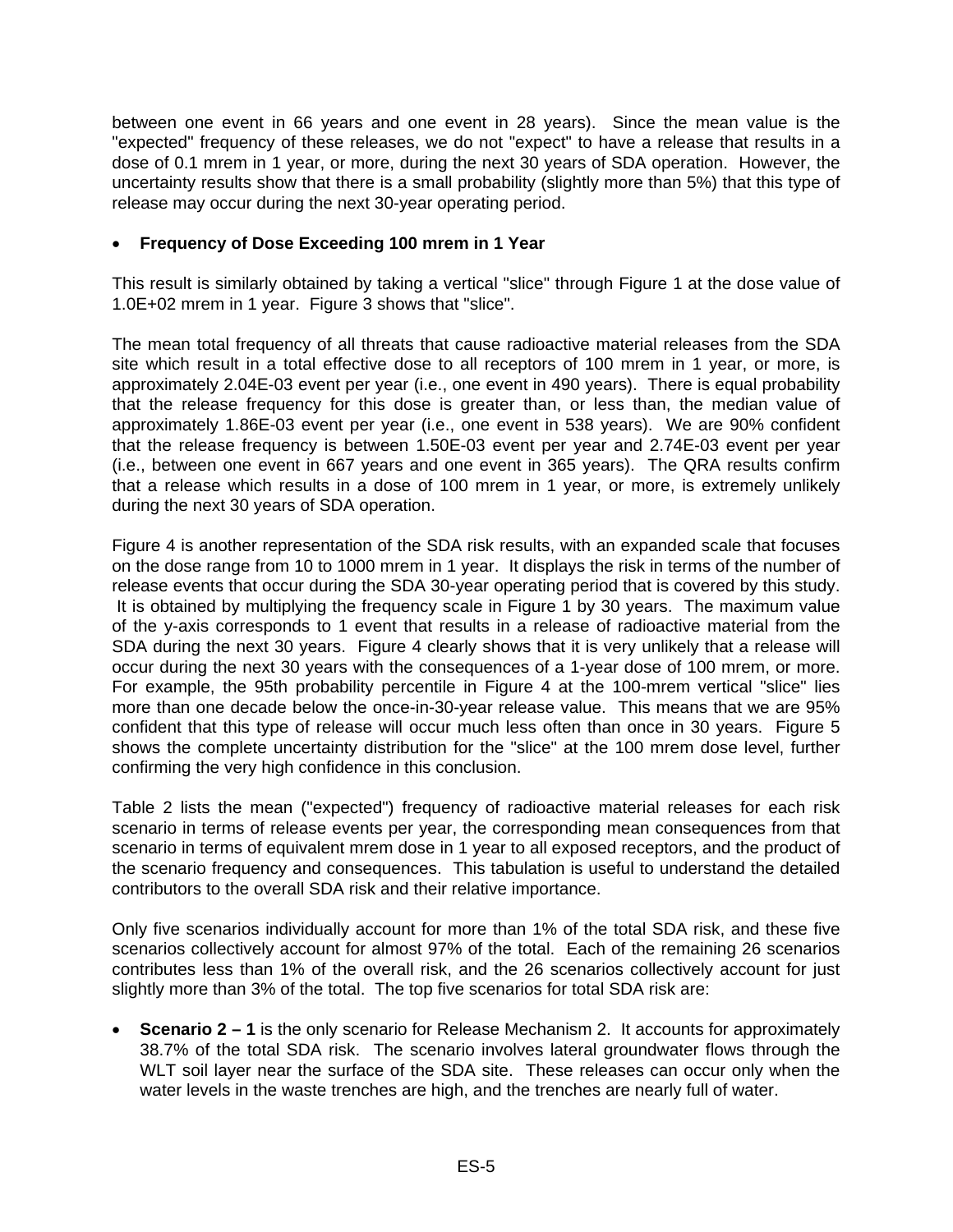between one event in 66 years and one event in 28 years). Since the mean value is the "expected" frequency of these releases, we do not "expect" to have a release that results in a dose of 0.1 mrem in 1 year, or more, during the next 30 years of SDA operation. However, the uncertainty results show that there is a small probability (slightly more than 5%) that this type of release may occur during the next 30-year operating period.

- **Frequency of Dose Exceeding 100 mrem in 1 Year**

This result is similarly obtained by taking a vertical "slice" through Figure 1 at the dose value of 1.0E+02 mrem in 1 year. Figure 3 shows that "slice".

The mean total frequency of all threats that cause radioactive material releases from the SDA site which result in a total effective dose to all receptors of 100 mrem in 1 year, or more, is approximately 2.04E-03 event per year (i.e., one event in 490 years). There is equal probability that the release frequency for this dose is greater than, or less than, the median value of approximately 1.86E-03 event per year (i.e., one event in 538 years). We are 90% confident that the release frequency is between 1.50E-03 event per year and 2.74E-03 event per year (i.e., between one event in 667 years and one event in 365 years). The QRA results confirm that a release which results in a dose of 100 mrem in 1 year, or more, is extremely unlikely during the next 30 years of SDA operation.

Figure 4 is another representation of the SDA risk results, with an expanded scale that focuses on the dose range from 10 to 1000 mrem in 1 year. It displays the risk in terms of the number of release events that occur during the SDA 30-year operating period that is covered by this study. It is obtained by multiplying the frequency scale in Figure 1 by 30 years. The maximum value of the y-axis corresponds to 1 event that results in a release of radioactive material from the SDA during the next 30 years. Figure 4 clearly shows that it is very unlikely that a release will occur during the next 30 years with the consequences of a 1-year dose of 100 mrem, or more. For example, the 95th probability percentile in Figure 4 at the 100-mrem vertical "slice" lies more than one decade below the once-in-30-year release value. This means that we are 95% confident that this type of release will occur much less often than once in 30 years. Figure 5 shows the complete uncertainty distribution for the "slice" at the 100 mrem dose level, further confirming the very high confidence in this conclusion.

Table 2 lists the mean ("expected") frequency of radioactive material releases for each risk scenario in terms of release events per year, the corresponding mean consequences from that scenario in terms of equivalent mrem dose in 1 year to all exposed receptors, and the product of the scenario frequency and consequences. This tabulation is useful to understand the detailed contributors to the overall SDA risk and their relative importance.

Only five scenarios individually account for more than 1% of the total SDA risk, and these five scenarios collectively account for almost 97% of the total. Each of the remaining 26 scenarios contributes less than 1% of the overall risk, and the 26 scenarios collectively account for just slightly more than 3% of the total. The top five scenarios for total SDA risk are:

- **Scenario 2 – 1** is the only scenario for Release Mechanism 2. It accounts for approximately 38.7% of the total SDA risk. The scenario involves lateral groundwater flows through the WLT soil layer near the surface of the SDA site. These releases can occur only when the water levels in the waste trenches are high, and the trenches are nearly full of water.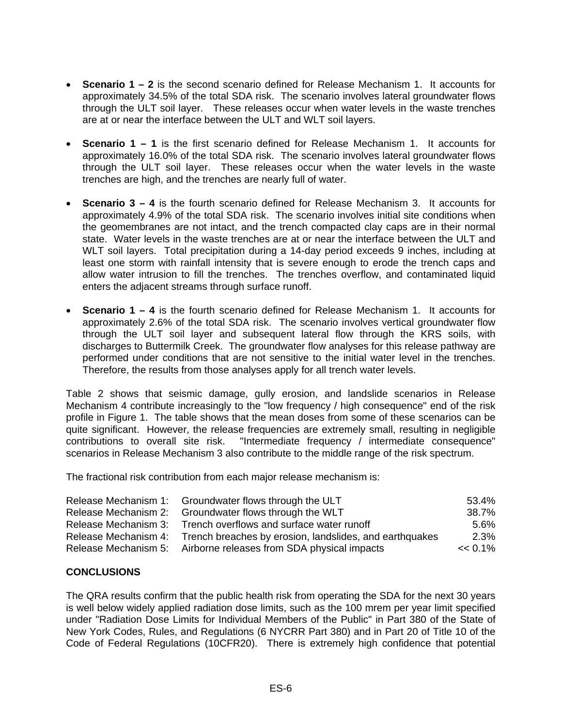- **Scenario 1 – 2** is the second scenario defined for Release Mechanism 1. It accounts for approximately 34.5% of the total SDA risk. The scenario involves lateral groundwater flows through the ULT soil layer. These releases occur when water levels in the waste trenches are at or near the interface between the ULT and WLT soil layers.

- **Scenario 1 – 1** is the first scenario defined for Release Mechanism 1. It accounts for approximately 16.0% of the total SDA risk. The scenario involves lateral groundwater flows through the ULT soil layer. These releases occur when the water levels in the waste trenches are high, and the trenches are nearly full of water.

- **Scenario 3 – 4** is the fourth scenario defined for Release Mechanism 3. It accounts for approximately 4.9% of the total SDA risk. The scenario involves initial site conditions when the geomembranes are not intact, and the trench compacted clay caps are in their normal state. Water levels in the waste trenches are at or near the interface between the ULT and WLT soil layers. Total precipitation during a 14-day period exceeds 9 inches, including at least one storm with rainfall intensity that is severe enough to erode the trench caps and allow water intrusion to fill the trenches. The trenches overflow, and contaminated liquid enters the adjacent streams through surface runoff.

- **Scenario 1 – 4** is the fourth scenario defined for Release Mechanism 1. It accounts for approximately 2.6% of the total SDA risk. The scenario involves vertical groundwater flow through the ULT soil layer and subsequent lateral flow through the KRS soils, with discharges to Buttermilk Creek. The groundwater flow analyses for this release pathway are performed under conditions that are not sensitive to the initial water level in the trenches. Therefore, the results from those analyses apply for all trench water levels.

Table 2 shows that seismic damage, gully erosion, and landslide scenarios in Release Mechanism 4 contribute increasingly to the "low frequency / high consequence" end of the risk profile in Figure 1. The table shows that the mean doses from some of these scenarios can be quite significant. However, the release frequencies are extremely small, resulting in negligible contributions to overall site risk. "Intermediate frequency / intermediate consequence" scenarios in Release Mechanism 3 also contribute to the middle range of the risk spectrum.

The fractional risk contribution from each major release mechanism is:

| | | |
|---|---|---|
| Release Mechanism 1: | Groundwater flows through the ULT | 53.4% |
| Release Mechanism 2: | Groundwater flows through the WLT | 38.7% |
| Release Mechanism 3: | Trench overflows and surface water runoff | 5.6% |
| Release Mechanism 4: | Trench breaches by erosion, landslides, and earthquakes | 2.3% |
| Release Mechanism 5: | Airborne releases from SDA physical impacts | << 0.1% |

## CONCLUSIONS

The QRA results confirm that the public health risk from operating the SDA for the next 30 years is well below widely applied radiation dose limits, such as the 100 mrem per year limit specified under "Radiation Dose Limits for Individual Members of the Public" in Part 380 of the State of New York Codes, Rules, and Regulations (6 NYCRR Part 380) and in Part 20 of Title 10 of the Code of Federal Regulations (10CFR20). There is extremely high confidence that potential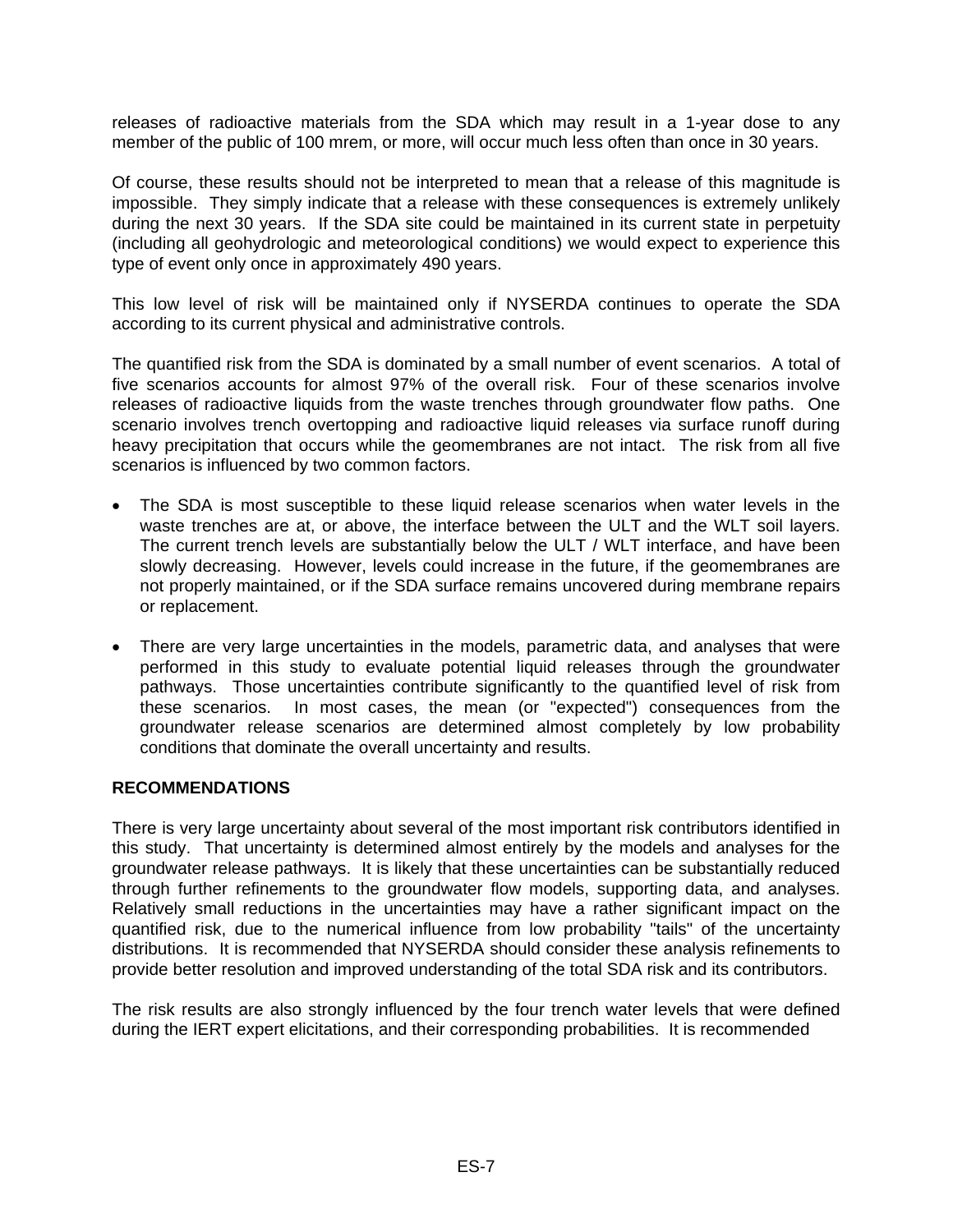releases of radioactive materials from the SDA which may result in a 1-year dose to any member of the public of 100 mrem, or more, will occur much less often than once in 30 years.

Of course, these results should not be interpreted to mean that a release of this magnitude is impossible. They simply indicate that a release with these consequences is extremely unlikely during the next 30 years. If the SDA site could be maintained in its current state in perpetuity (including all geohydrologic and meteorological conditions) we would expect to experience this type of event only once in approximately 490 years.

This low level of risk will be maintained only if NYSERDA continues to operate the SDA according to its current physical and administrative controls.

The quantified risk from the SDA is dominated by a small number of event scenarios. A total of five scenarios accounts for almost 97% of the overall risk. Four of these scenarios involve releases of radioactive liquids from the waste trenches through groundwater flow paths. One scenario involves trench overtopping and radioactive liquid releases via surface runoff during heavy precipitation that occurs while the geomembranes are not intact. The risk from all five scenarios is influenced by two common factors.

- The SDA is most susceptible to these liquid release scenarios when water levels in the waste trenches are at, or above, the interface between the ULT and the WLT soil layers. The current trench levels are substantially below the ULT / WLT interface, and have been slowly decreasing. However, levels could increase in the future, if the geomembranes are not properly maintained, or if the SDA surface remains uncovered during membrane repairs or replacement.

- There are very large uncertainties in the models, parametric data, and analyses that were performed in this study to evaluate potential liquid releases through the groundwater pathways. Those uncertainties contribute significantly to the quantified level of risk from these scenarios. In most cases, the mean (or "expected") consequences from the groundwater release scenarios are determined almost completely by low probability conditions that dominate the overall uncertainty and results.

**RECOMMENDATIONS**

There is very large uncertainty about several of the most important risk contributors identified in this study. That uncertainty is determined almost entirely by the models and analyses for the groundwater release pathways. It is likely that these uncertainties can be substantially reduced through further refinements to the groundwater flow models, supporting data, and analyses. Relatively small reductions in the uncertainties may have a rather significant impact on the quantified risk, due to the numerical influence from low probability "tails" of the uncertainty distributions. It is recommended that NYSERDA should consider these analysis refinements to provide better resolution and improved understanding of the total SDA risk and its contributors.

The risk results are also strongly influenced by the four trench water levels that were defined during the IERT expert elicitations, and their corresponding probabilities. It is recommended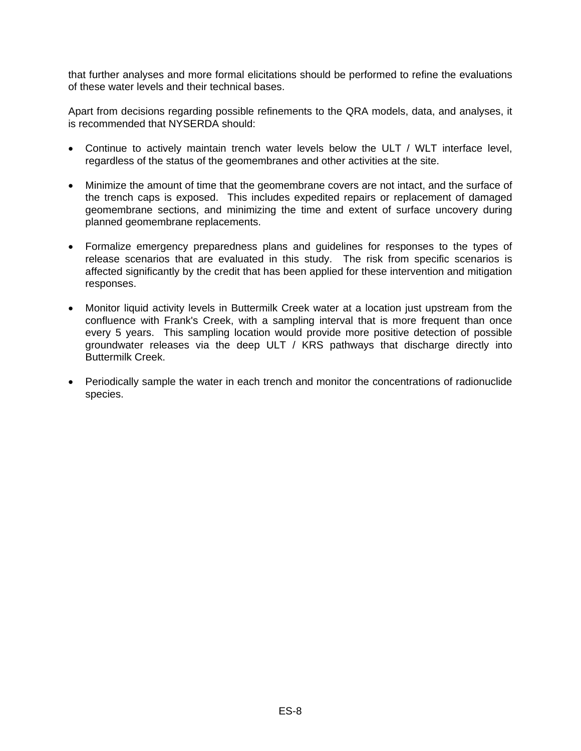that further analyses and more formal elicitations should be performed to refine the evaluations of these water levels and their technical bases.

Apart from decisions regarding possible refinements to the QRA models, data, and analyses, it is recommended that NYSERDA should:

- Continue to actively maintain trench water levels below the ULT / WLT interface level, regardless of the status of the geomembranes and other activities at the site.

- Minimize the amount of time that the geomembrane covers are not intact, and the surface of the trench caps is exposed. This includes expedited repairs or replacement of damaged geomembrane sections, and minimizing the time and extent of surface uncovery during planned geomembrane replacements.

- Formalize emergency preparedness plans and guidelines for responses to the types of release scenarios that are evaluated in this study. The risk from specific scenarios is affected significantly by the credit that has been applied for these intervention and mitigation responses.

- Monitor liquid activity levels in Buttermilk Creek water at a location just upstream from the confluence with Frank's Creek, with a sampling interval that is more frequent than once every 5 years. This sampling location would provide more positive detection of possible groundwater releases via the deep ULT / KRS pathways that discharge directly into Buttermilk Creek.

- Periodically sample the water in each trench and monitor the concentrations of radionuclide species.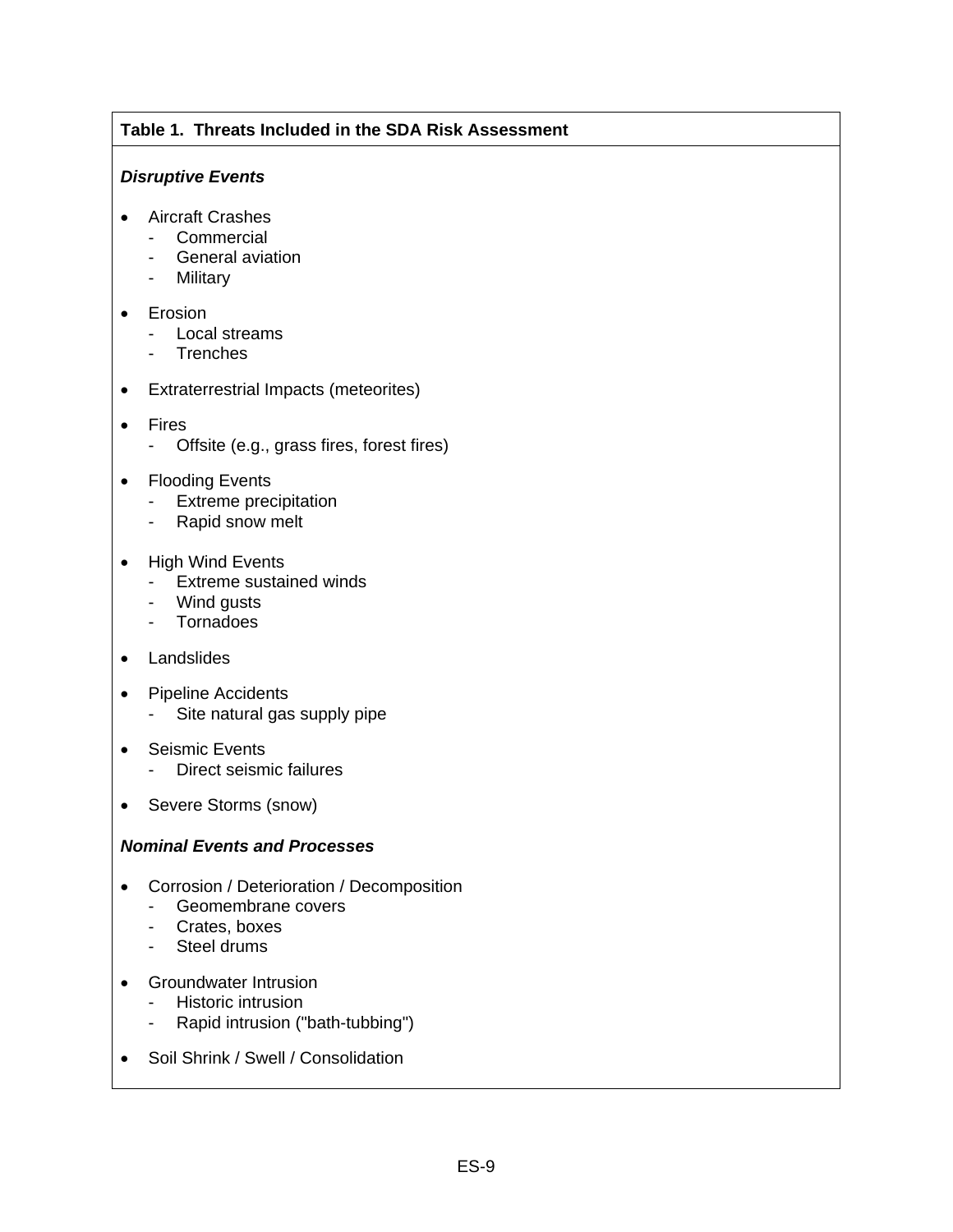**Table 1. Threats Included in the SDA Risk Assessment**

***Disruptive Events***

- Aircraft Crashes
  - Commercial
  - General aviation
  - Military
- Erosion
  - Local streams
  - Trenches
- Extraterrestrial Impacts (meteorites)
- Fires
  - Offsite (e.g., grass fires, forest fires)
- Flooding Events
  - Extreme precipitation
  - Rapid snow melt
- High Wind Events
  - Extreme sustained winds
  - Wind gusts
  - Tornadoes
- Landslides
- Pipeline Accidents
  - Site natural gas supply pipe
- Seismic Events
  - Direct seismic failures
- Severe Storms (snow)

***Nominal Events and Processes***

- Corrosion / Deterioration / Decomposition
  - Geomembrane covers
  - Crates, boxes
  - Steel drums
- Groundwater Intrusion
  - Historic intrusion
  - Rapid intrusion ("bath-tubbing")
- Soil Shrink / Swell / Consolidation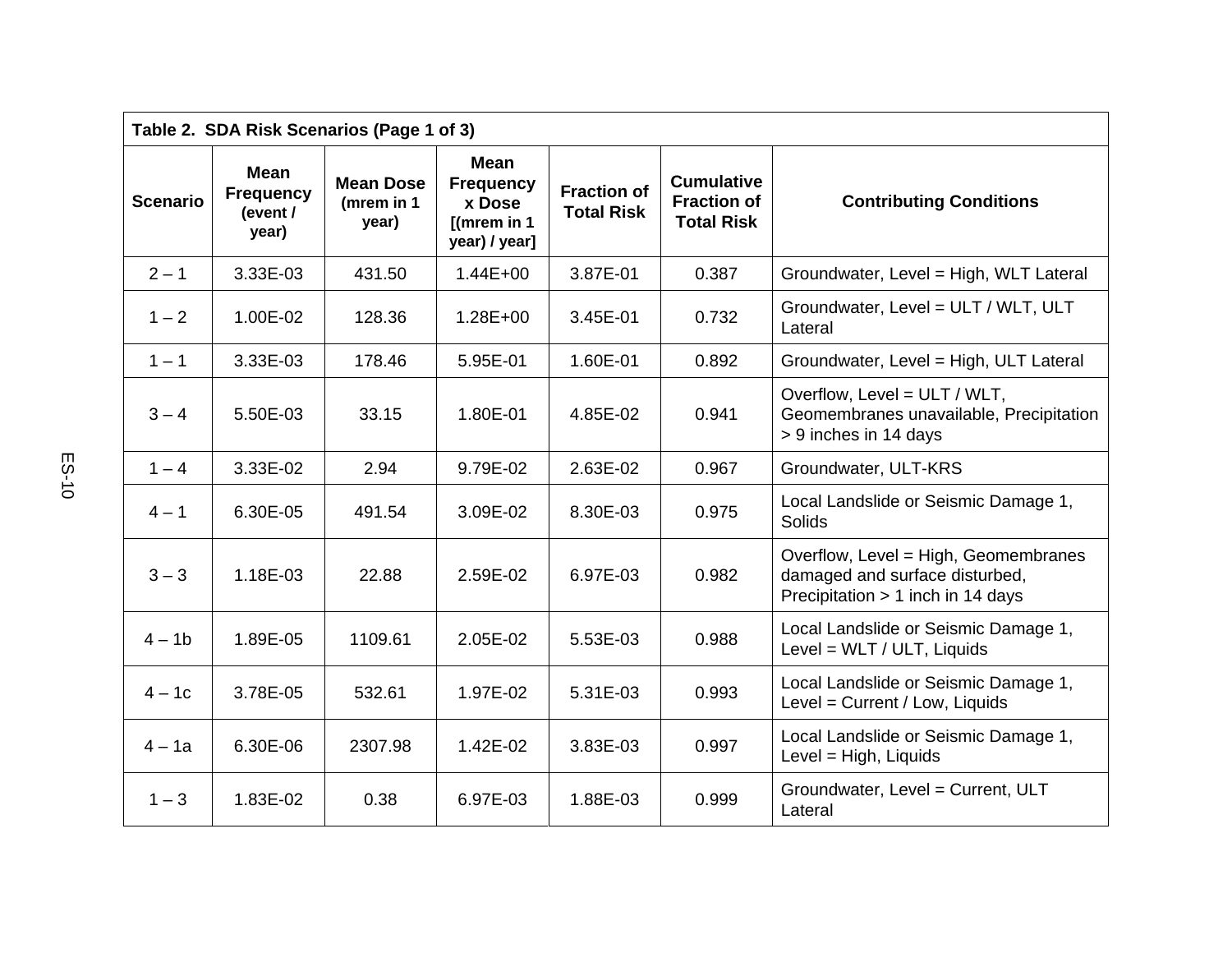| Table 2. SDA Risk Scenarios (Page 1 of 3) | | | | | | |
|---|---|---|---|---|---|---|
| **Scenario** | **Mean Frequency (event / year)** | **Mean Dose (mrem in 1 year)** | **Mean Frequency x Dose [(mrem in 1 year) / year]** | **Fraction of Total Risk** | **Cumulative Fraction of Total Risk** | **Contributing Conditions** |
| 2 – 1 | 3.33E-03 | 431.50 | 1.44E+00 | 3.87E-01 | 0.387 | Groundwater, Level = High, WLT Lateral |
| 1 – 2 | 1.00E-02 | 128.36 | 1.28E+00 | 3.45E-01 | 0.732 | Groundwater, Level = ULT / WLT, ULT Lateral |
| 1 – 1 | 3.33E-03 | 178.46 | 5.95E-01 | 1.60E-01 | 0.892 | Groundwater, Level = High, ULT Lateral |
| 3 – 4 | 5.50E-03 | 33.15 | 1.80E-01 | 4.85E-02 | 0.941 | Overflow, Level = ULT / WLT, Geomembranes unavailable, Precipitation > 9 inches in 14 days |
| 1 – 4 | 3.33E-02 | 2.94 | 9.79E-02 | 2.63E-02 | 0.967 | Groundwater, ULT-KRS |
| 4 – 1 | 6.30E-05 | 491.54 | 3.09E-02 | 8.30E-03 | 0.975 | Local Landslide or Seismic Damage 1, Solids |
| 3 – 3 | 1.18E-03 | 22.88 | 2.59E-02 | 6.97E-03 | 0.982 | Overflow, Level = High, Geomembranes damaged and surface disturbed, Precipitation > 1 inch in 14 days |
| 4 – 1b | 1.89E-05 | 1109.61 | 2.05E-02 | 5.53E-03 | 0.988 | Local Landslide or Seismic Damage 1, Level = WLT / ULT, Liquids |
| 4 – 1c | 3.78E-05 | 532.61 | 1.97E-02 | 5.31E-03 | 0.993 | Local Landslide or Seismic Damage 1, Level = Current / Low, Liquids |
| 4 – 1a | 6.30E-06 | 2307.98 | 1.42E-02 | 3.83E-03 | 0.997 | Local Landslide or Seismic Damage 1, Level = High, Liquids |
| 1 – 3 | 1.83E-02 | 0.38 | 6.97E-03 | 1.88E-03 | 0.999 | Groundwater, Level = Current, ULT Lateral |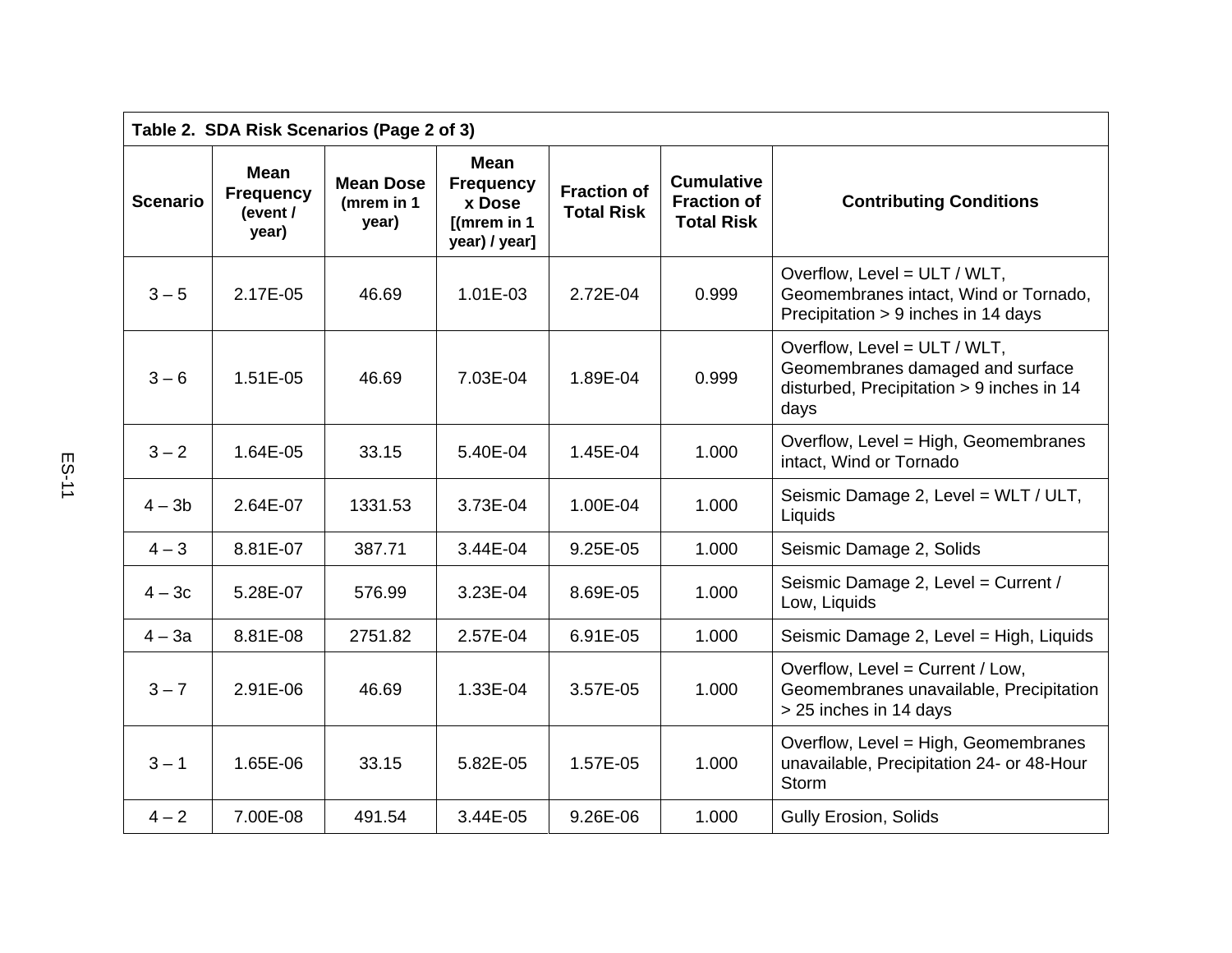**Table 2. SDA Risk Scenarios (Page 2 of 3)**

| Scenario | Mean Frequency (event / year) | Mean Dose (mrem in 1 year) | Mean Frequency x Dose [(mrem in 1 year) / year] | Fraction of Total Risk | Cumulative Fraction of Total Risk | Contributing Conditions |
|---|---|---|---|---|---|---|
| 3 – 5 | 2.17E-05 | 46.69 | 1.01E-03 | 2.72E-04 | 0.999 | Overflow, Level = ULT / WLT, Geomembranes intact, Wind or Tornado, Precipitation > 9 inches in 14 days |
| 3 – 6 | 1.51E-05 | 46.69 | 7.03E-04 | 1.89E-04 | 0.999 | Overflow, Level = ULT / WLT, Geomembranes damaged and surface disturbed, Precipitation > 9 inches in 14 days |
| 3 – 2 | 1.64E-05 | 33.15 | 5.40E-04 | 1.45E-04 | 1.000 | Overflow, Level = High, Geomembranes intact, Wind or Tornado |
| 4 – 3b | 2.64E-07 | 1331.53 | 3.73E-04 | 1.00E-04 | 1.000 | Seismic Damage 2, Level = WLT / ULT, Liquids |
| 4 – 3 | 8.81E-07 | 387.71 | 3.44E-04 | 9.25E-05 | 1.000 | Seismic Damage 2, Solids |
| 4 – 3c | 5.28E-07 | 576.99 | 3.23E-04 | 8.69E-05 | 1.000 | Seismic Damage 2, Level = Current / Low, Liquids |
| 4 – 3a | 8.81E-08 | 2751.82 | 2.57E-04 | 6.91E-05 | 1.000 | Seismic Damage 2, Level = High, Liquids |
| 3 – 7 | 2.91E-06 | 46.69 | 1.33E-04 | 3.57E-05 | 1.000 | Overflow, Level = Current / Low, Geomembranes unavailable, Precipitation > 25 inches in 14 days |
| 3 – 1 | 1.65E-06 | 33.15 | 5.82E-05 | 1.57E-05 | 1.000 | Overflow, Level = High, Geomembranes unavailable, Precipitation 24- or 48-Hour Storm |
| 4 – 2 | 7.00E-08 | 491.54 | 3.44E-05 | 9.26E-06 | 1.000 | Gully Erosion, Solids |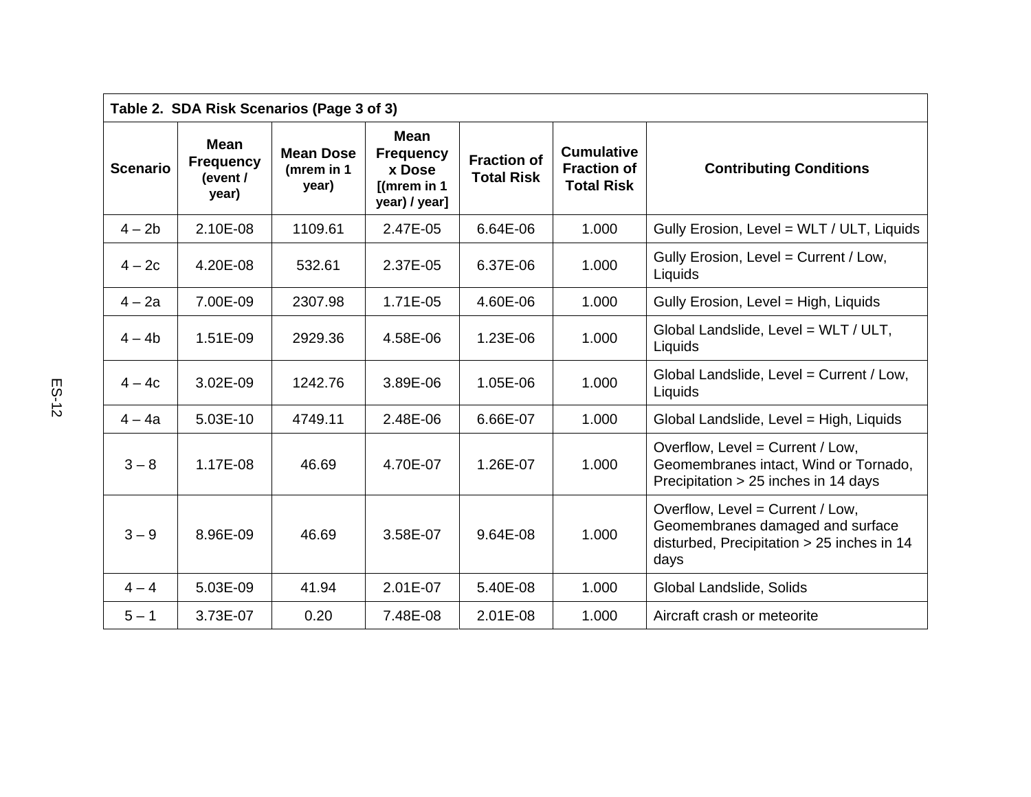| Table 2. SDA Risk Scenarios (Page 3 of 3) | | | | | | |
|---|---|---|---|---|---|---|
| **Scenario** | **Mean Frequency (event / year)** | **Mean Dose (mrem in 1 year)** | **Mean Frequency x Dose [(mrem in 1 year) / year]** | **Fraction of Total Risk** | **Cumulative Fraction of Total Risk** | **Contributing Conditions** |
| 4 – 2b | 2.10E-08 | 1109.61 | 2.47E-05 | 6.64E-06 | 1.000 | Gully Erosion, Level = WLT / ULT, Liquids |
| 4 – 2c | 4.20E-08 | 532.61 | 2.37E-05 | 6.37E-06 | 1.000 | Gully Erosion, Level = Current / Low, Liquids |
| 4 – 2a | 7.00E-09 | 2307.98 | 1.71E-05 | 4.60E-06 | 1.000 | Gully Erosion, Level = High, Liquids |
| 4 – 4b | 1.51E-09 | 2929.36 | 4.58E-06 | 1.23E-06 | 1.000 | Global Landslide, Level = WLT / ULT, Liquids |
| 4 – 4c | 3.02E-09 | 1242.76 | 3.89E-06 | 1.05E-06 | 1.000 | Global Landslide, Level = Current / Low, Liquids |
| 4 – 4a | 5.03E-10 | 4749.11 | 2.48E-06 | 6.66E-07 | 1.000 | Global Landslide, Level = High, Liquids |
| 3 – 8 | 1.17E-08 | 46.69 | 4.70E-07 | 1.26E-07 | 1.000 | Overflow, Level = Current / Low, Geomembranes intact, Wind or Tornado, Precipitation > 25 inches in 14 days |
| 3 – 9 | 8.96E-09 | 46.69 | 3.58E-07 | 9.64E-08 | 1.000 | Overflow, Level = Current / Low, Geomembranes damaged and surface disturbed, Precipitation > 25 inches in 14 days |
| 4 – 4 | 5.03E-09 | 41.94 | 2.01E-07 | 5.40E-08 | 1.000 | Global Landslide, Solids |
| 5 – 1 | 3.73E-07 | 0.20 | 7.48E-08 | 2.01E-08 | 1.000 | Aircraft crash or meteorite |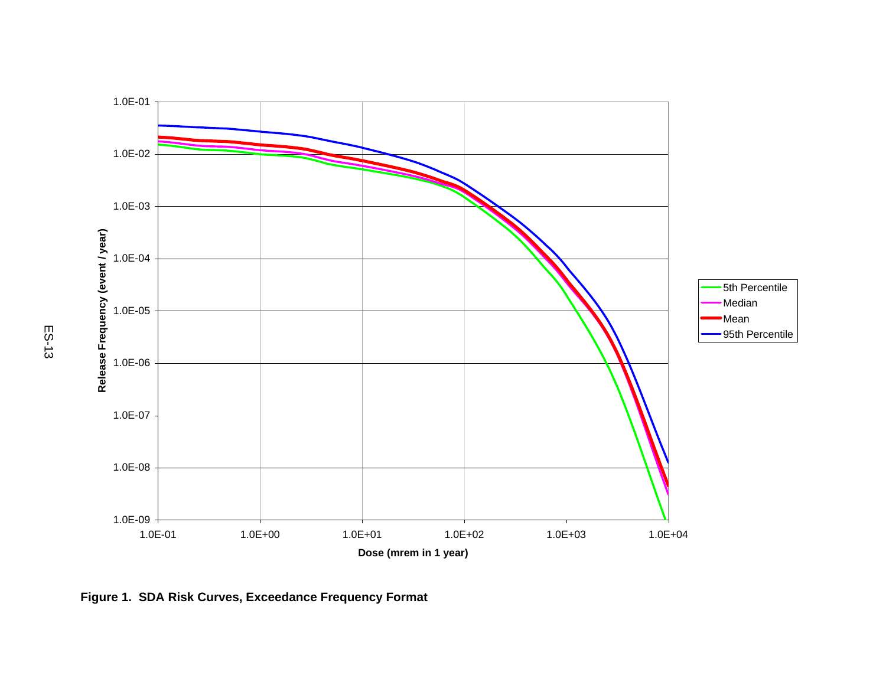Figure 1. SDA Risk Curves, Exceedance Frequency Format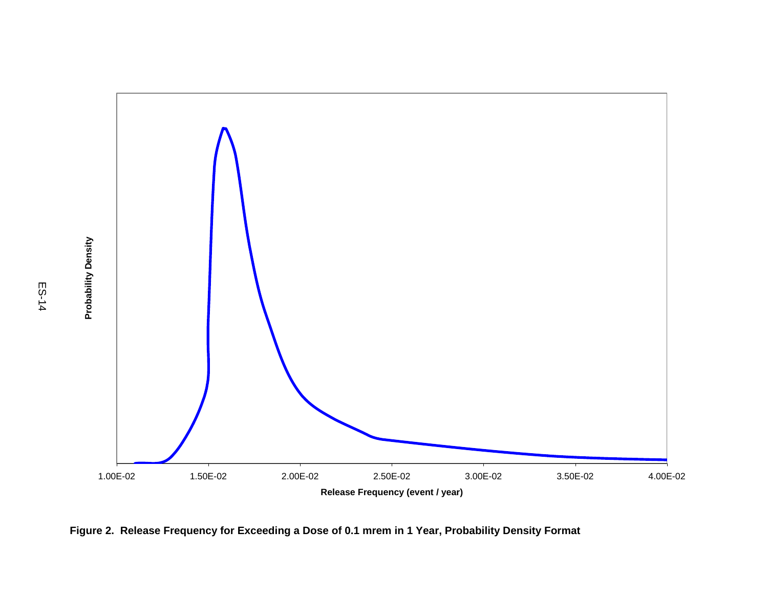Figure 2. Release Frequency for Exceeding a Dose of 0.1 mrem in 1 Year, Probability Density Format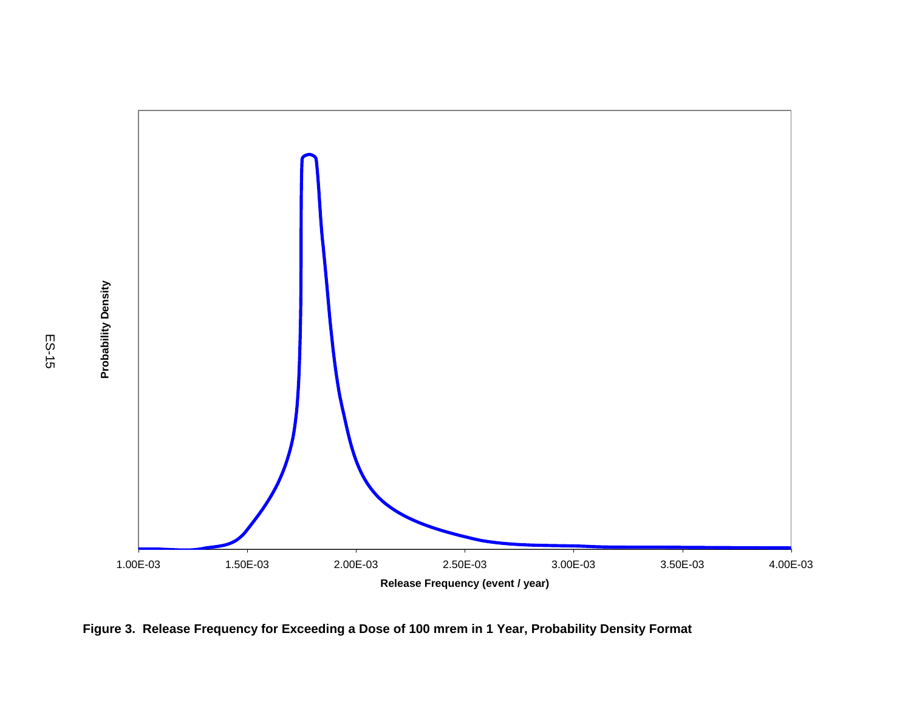Probability Density

1.00E-03 | 1.50E-03 | 2.00E-03 | 2.50E-03 | 3.00E-03 | 3.50E-03 | 4.00E-03

Release Frequency (event / year)

**Figure 3. Release Frequency for Exceeding a Dose of 100 mrem in 1 Year, Probability Density Format**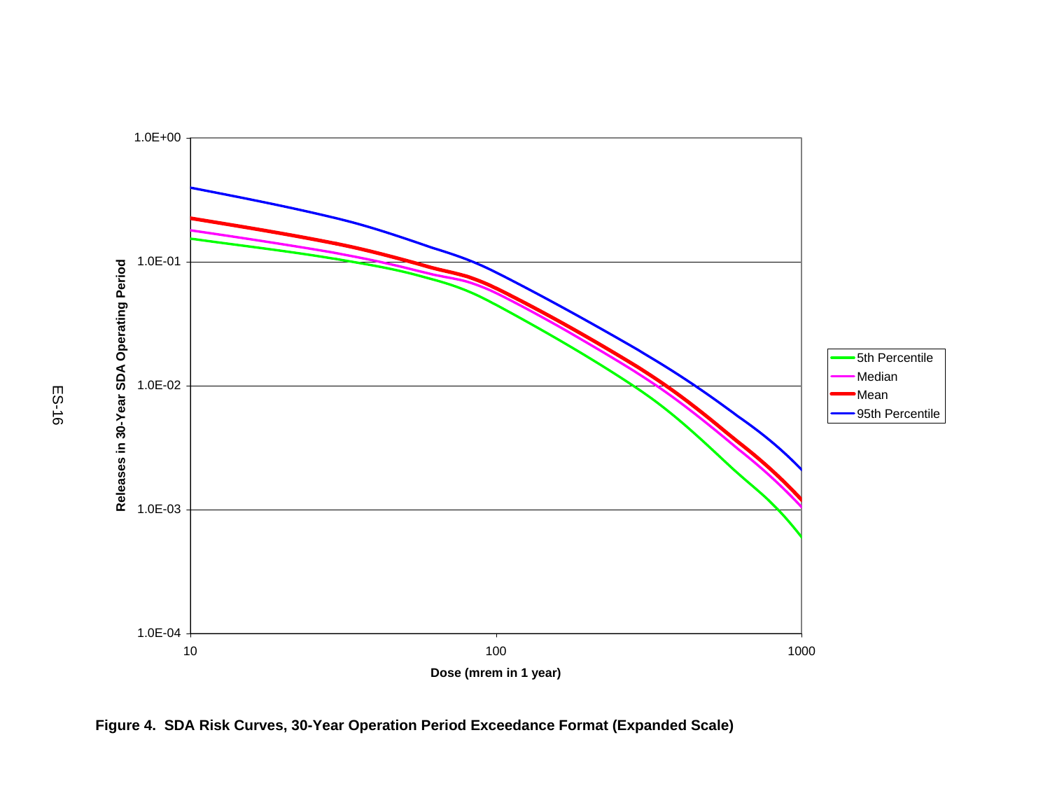Figure 4. SDA Risk Curves, 30-Year Operation Period Exceedance Format (Expanded Scale)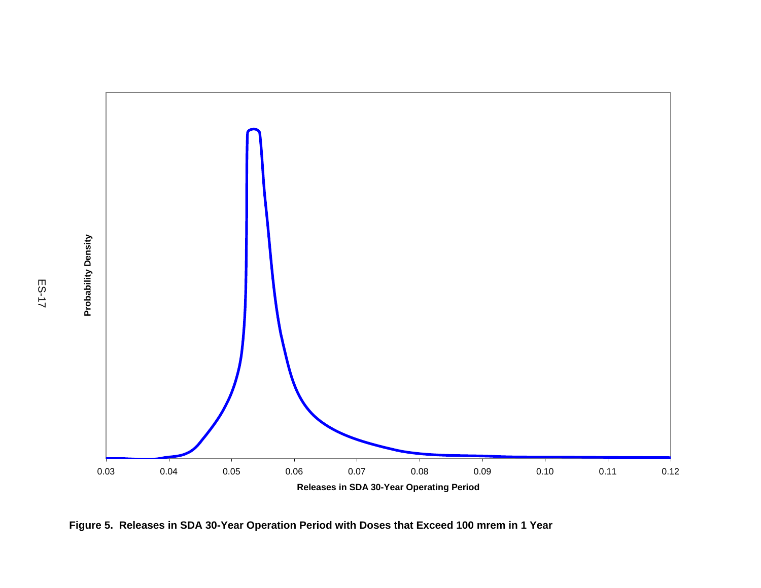Probability Density

0.03
0.04
0.05
0.06
0.07
0.08
0.09
0.10
0.11
0.12

Releases in SDA 30-Year Operating Period

**Figure 5. Releases in SDA 30-Year Operation Period with Doses that Exceed 100 mrem in 1 Year**